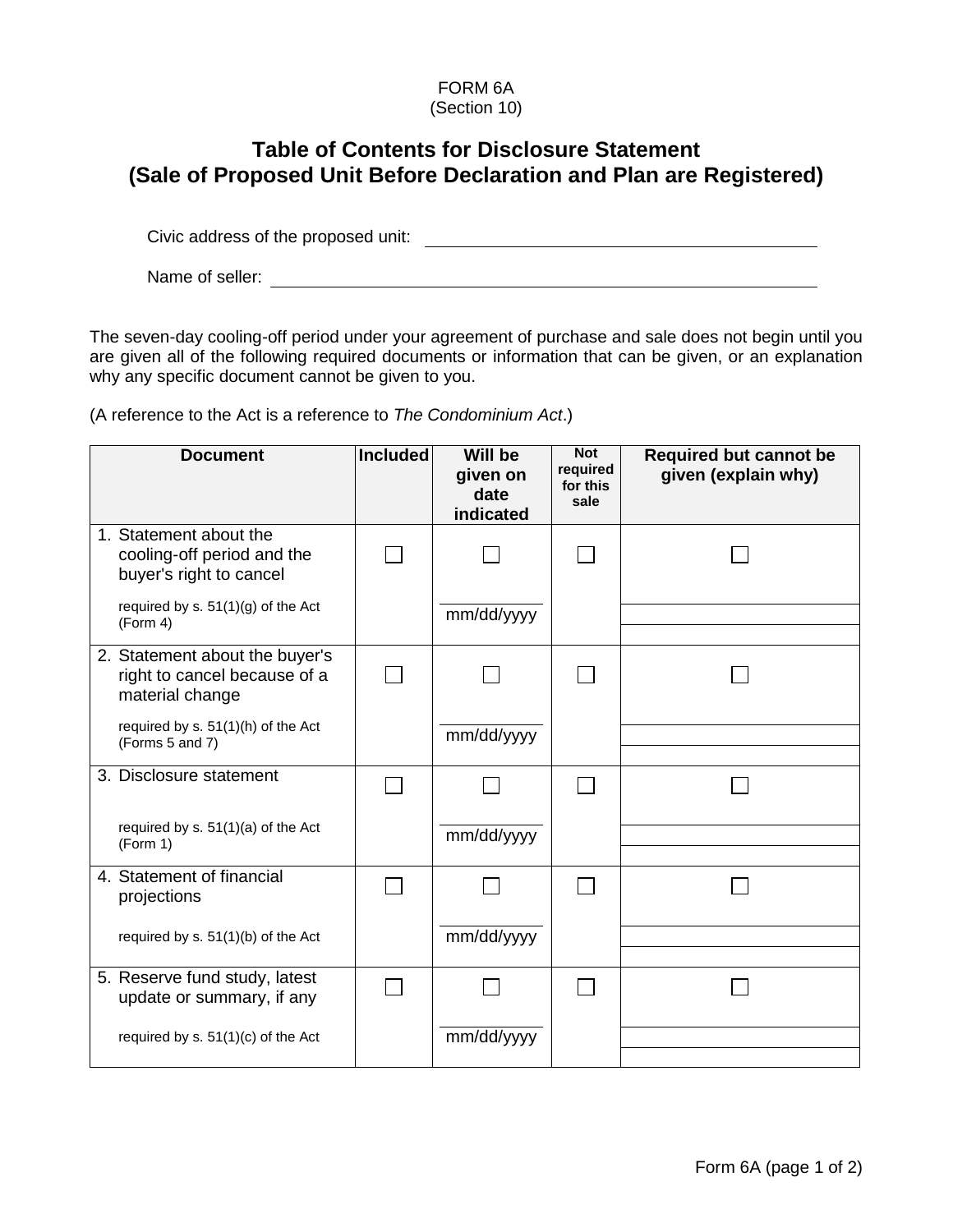FORM 6A
(Section 10)

# Table of Contents for Disclosure Statement (Sale of Proposed Unit Before Declaration and Plan are Registered)

Civic address of the proposed unit: ______________________________

Name of seller: ______________________________

The seven-day cooling-off period under your agreement of purchase and sale does not begin until you are given all of the following required documents or information that can be given, or an explanation why any specific document cannot be given to you.

(A reference to the Act is a reference to *The Condominium Act*.)

| Document | Included | Will be given on date indicated | Not required for this sale | Required but cannot be given (explain why) |
|---|---|---|---|---|
| 1. Statement about the cooling-off period and the buyer's right to cancel<br>required by s. 51(1)(g) of the Act (Form 4) | ☐ | ☐<br>mm/dd/yyyy | ☐ | ☐ |
| 2. Statement about the buyer's right to cancel because of a material change<br>required by s. 51(1)(h) of the Act (Forms 5 and 7) | ☐ | ☐<br>mm/dd/yyyy | ☐ | ☐ |
| 3. Disclosure statement<br>required by s. 51(1)(a) of the Act (Form 1) | ☐ | ☐<br>mm/dd/yyyy | ☐ | ☐ |
| 4. Statement of financial projections<br>required by s. 51(1)(b) of the Act | ☐ | ☐<br>mm/dd/yyyy | ☐ | ☐ |
| 5. Reserve fund study, latest update or summary, if any<br>required by s. 51(1)(c) of the Act | ☐ | ☐<br>mm/dd/yyyy | ☐ | ☐ |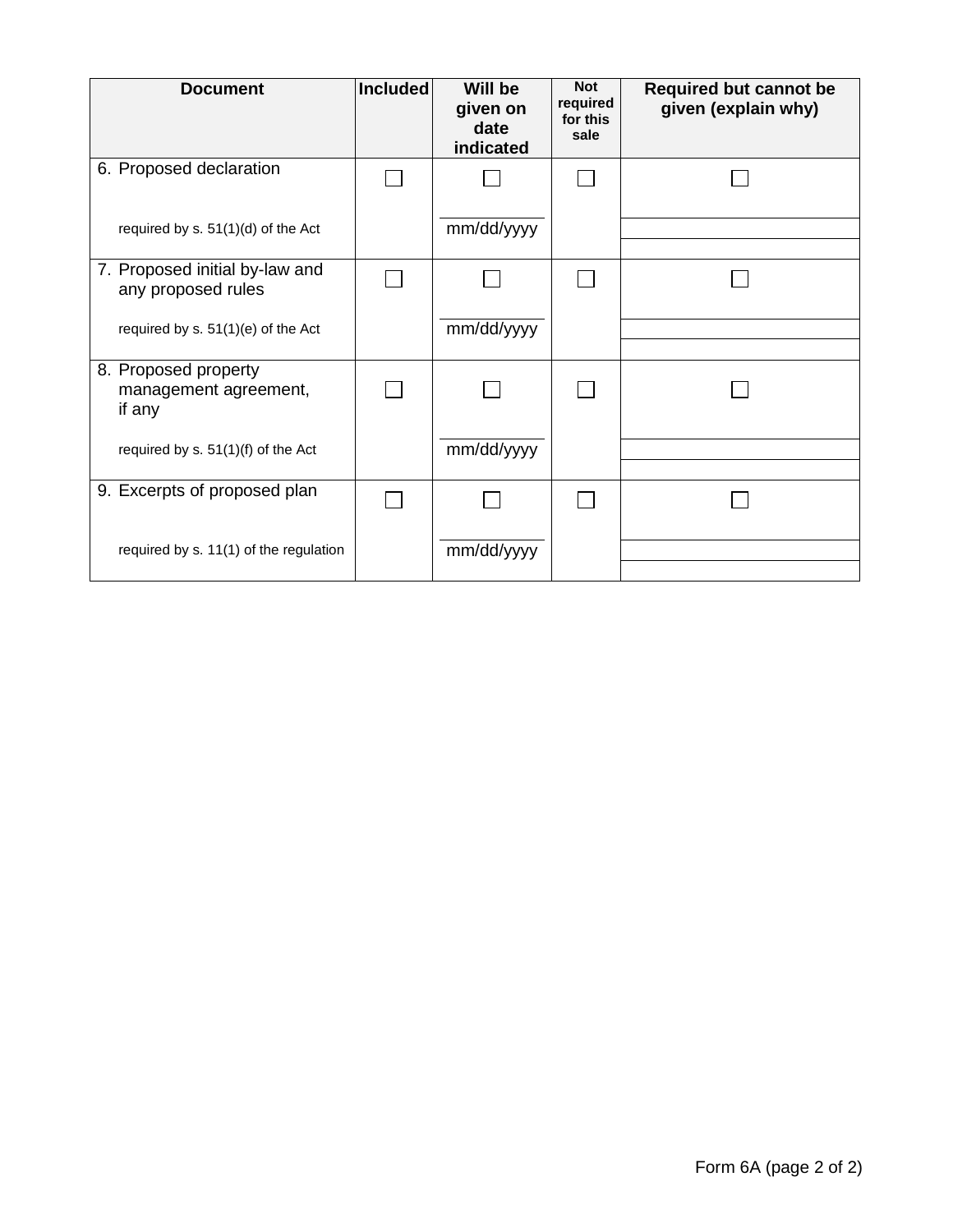| Document | Included | Will be given on date indicated | Not required for this sale | Required but cannot be given (explain why) |
|---|---|---|---|---|
| 6. Proposed declaration<br><br>required by s. 51(1)(d) of the Act | ☐ | ☐<br>mm/dd/yyyy | ☐ | ☐ |
| 7. Proposed initial by-law and any proposed rules<br><br>required by s. 51(1)(e) of the Act | ☐ | ☐<br>mm/dd/yyyy | ☐ | ☐ |
| 8. Proposed property management agreement, if any<br><br>required by s. 51(1)(f) of the Act | ☐ | ☐<br>mm/dd/yyyy | ☐ | ☐ |
| 9. Excerpts of proposed plan<br><br>required by s. 11(1) of the regulation | ☐ | ☐<br>mm/dd/yyyy | ☐ | ☐ |

Form 6A (page 2 of 2)